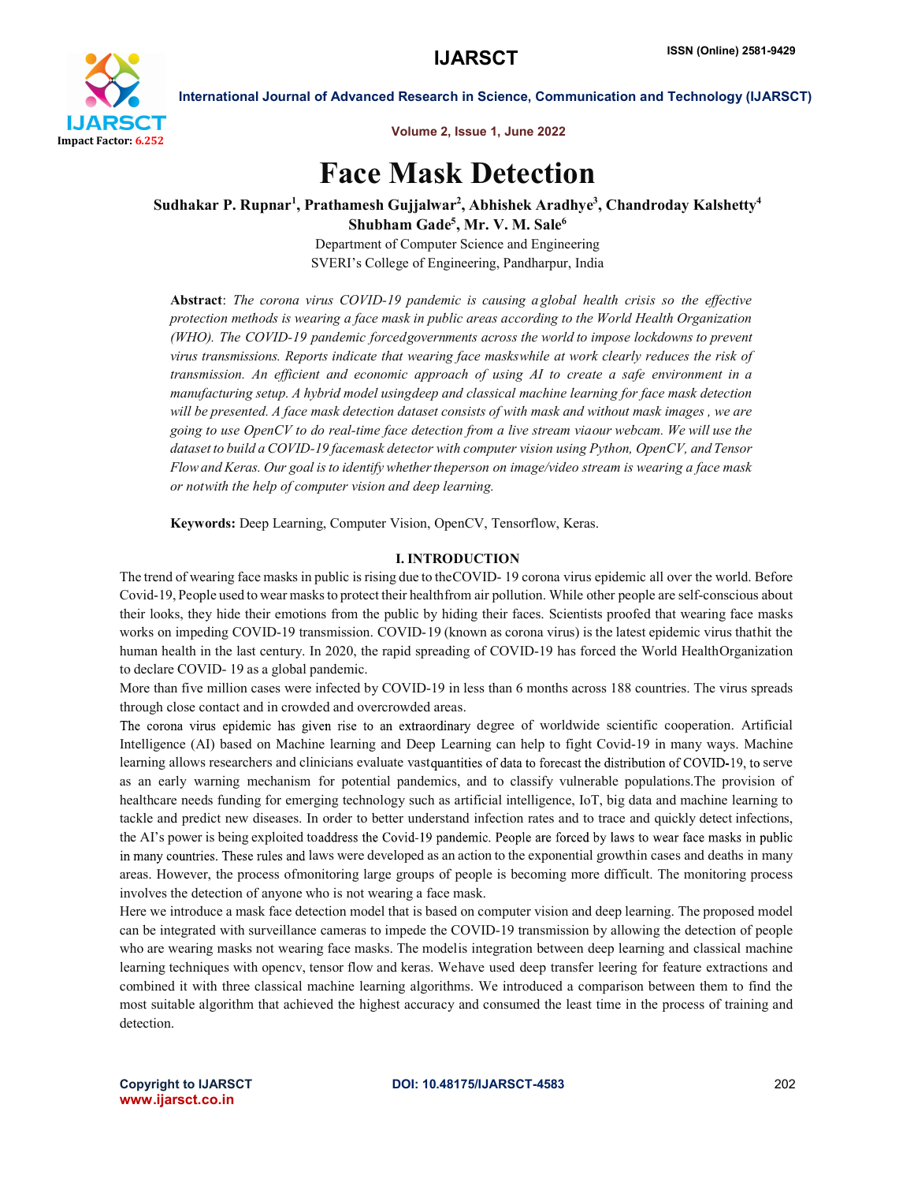# Face Mask Detection

**Sudhakar P. Rupnar[1], Prathamesh Gujjalwar[2], Abhishek Aradhye[3], Chandroday Kalshetty[4] Shubham Gade[5], Mr. V. M. Sale[6]**

Department of Computer Science and Engineering
SVERI's College of Engineering, Pandharpur, India

**Abstract**: *The corona virus COVID-19 pandemic is causing a global health crisis so the effective protection methods is wearing a face mask in public areas according to the World Health Organization (WHO). The COVID-19 pandemic forcedgovernments across the world to impose lockdowns to prevent virus transmissions. Reports indicate that wearing face maskswhile at work clearly reduces the risk of transmission. An efficient and economic approach of using AI to create a safe environment in a manufacturing setup. A hybrid model usingdeep and classical machine learning for face mask detection will be presented. A face mask detection dataset consists of with mask and without mask images , we are going to use OpenCV to do real-time face detection from a live stream viaour webcam. We will use the dataset to build a COVID-19 facemask detector with computer vision using Python, OpenCV, and Tensor Flow and Keras. Our goal is to identify whether theperson on image/video stream is wearing a face mask or notwith the help of computer vision and deep learning.*

**Keywords:** Deep Learning, Computer Vision, OpenCV, Tensorflow, Keras.

## I. INTRODUCTION

The trend of wearing face masks in public is rising due to theCOVID- 19 corona virus epidemic all over the world. Before Covid-19, People used to wear masks to protect their healthfrom air pollution. While other people are self-conscious about their looks, they hide their emotions from the public by hiding their faces. Scientists proofed that wearing face masks works on impeding COVID-19 transmission. COVID-19 (known as corona virus) is the latest epidemic virus thathit the human health in the last century. In 2020, the rapid spreading of COVID-19 has forced the World HealthOrganization to declare COVID- 19 as a global pandemic.

More than five million cases were infected by COVID-19 in less than 6 months across 188 countries. The virus spreads through close contact and in crowded and overcrowded areas.

The corona virus epidemic has given rise to an extraordinary degree of worldwide scientific cooperation. Artificial Intelligence (AI) based on Machine learning and Deep Learning can help to fight Covid-19 in many ways. Machine learning allows researchers and clinicians evaluate vastquantities of data to forecast the distribution of COVID-19, to serve as an early warning mechanism for potential pandemics, and to classify vulnerable populations.The provision of healthcare needs funding for emerging technology such as artificial intelligence, IoT, big data and machine learning to tackle and predict new diseases. In order to better understand infection rates and to trace and quickly detect infections, the AI's power is being exploited toaddress the Covid-19 pandemic. People are forced by laws to wear face masks in public in many countries. These rules and laws were developed as an action to the exponential growthin cases and deaths in many areas. However, the process ofmonitoring large groups of people is becoming more difficult. The monitoring process involves the detection of anyone who is not wearing a face mask.

Here we introduce a mask face detection model that is based on computer vision and deep learning. The proposed model can be integrated with surveillance cameras to impede the COVID-19 transmission by allowing the detection of people who are wearing masks not wearing face masks. The modelis integration between deep learning and classical machine learning techniques with opencv, tensor flow and keras. Wehave used deep transfer leering for feature extractions and combined it with three classical machine learning algorithms. We introduced a comparison between them to find the most suitable algorithm that achieved the highest accuracy and consumed the least time in the process of training and detection.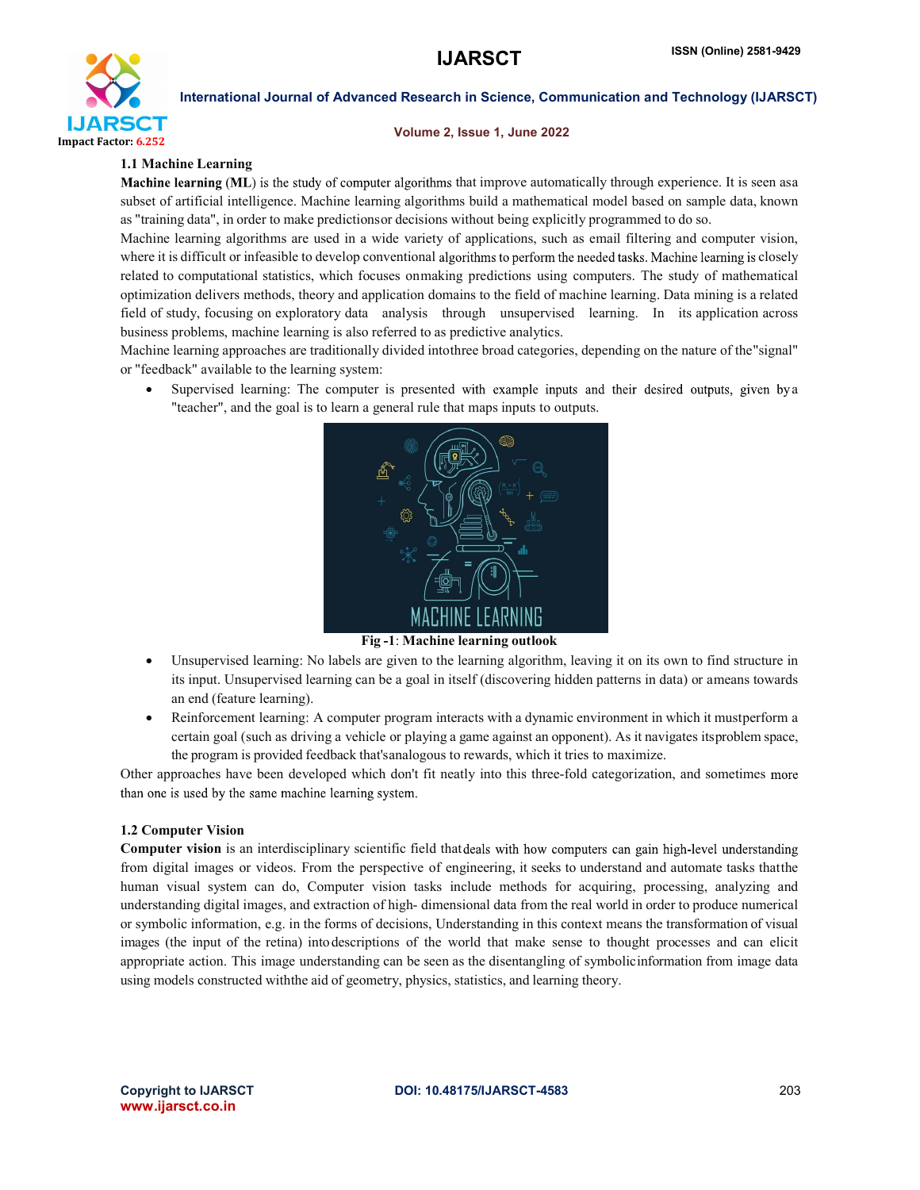### 1.1 Machine Learning

**Machine learning** (**ML**) is the study of computer algorithms that improve automatically through experience. It is seen asa subset of artificial intelligence. Machine learning algorithms build a mathematical model based on sample data, known as "training data", in order to make predictionsor decisions without being explicitly programmed to do so.

Machine learning algorithms are used in a wide variety of applications, such as email filtering and computer vision, where it is difficult or infeasible to develop conventional algorithms to perform the needed tasks. Machine learning is closely related to computational statistics, which focuses onmaking predictions using computers. The study of mathematical optimization delivers methods, theory and application domains to the field of machine learning. Data mining is a related field of study, focusing on exploratory data analysis through unsupervised learning. In its application across business problems, machine learning is also referred to as predictive analytics.

Machine learning approaches are traditionally divided intothree broad categories, depending on the nature of the"signal" or "feedback" available to the learning system:

- Supervised learning: The computer is presented with example inputs and their desired outputs, given bya "teacher", and the goal is to learn a general rule that maps inputs to outputs.

**Fig -1**: **Machine learning outlook**

- Unsupervised learning: No labels are given to the learning algorithm, leaving it on its own to find structure in its input. Unsupervised learning can be a goal in itself (discovering hidden patterns in data) or ameans towards an end (feature learning).
- Reinforcement learning: A computer program interacts with a dynamic environment in which it mustperform a certain goal (such as driving a vehicle or playing a game against an opponent). As it navigates itsproblem space, the program is provided feedback that'sanalogous to rewards, which it tries to maximize.

Other approaches have been developed which don't fit neatly into this three-fold categorization, and sometimes more than one is used by the same machine learning system.

### 1.2 Computer Vision

**Computer vision** is an interdisciplinary scientific field thatdeals with how computers can gain high-level understanding from digital images or videos. From the perspective of engineering, it seeks to understand and automate tasks thatthe human visual system can do, Computer vision tasks include methods for acquiring, processing, analyzing and understanding digital images, and extraction of high- dimensional data from the real world in order to produce numerical or symbolic information, e.g. in the forms of decisions, Understanding in this context means the transformation of visual images (the input of the retina) intodescriptions of the world that make sense to thought processes and can elicit appropriate action. This image understanding can be seen as the disentangling of symbolicinformation from image data using models constructed withthe aid of geometry, physics, statistics, and learning theory.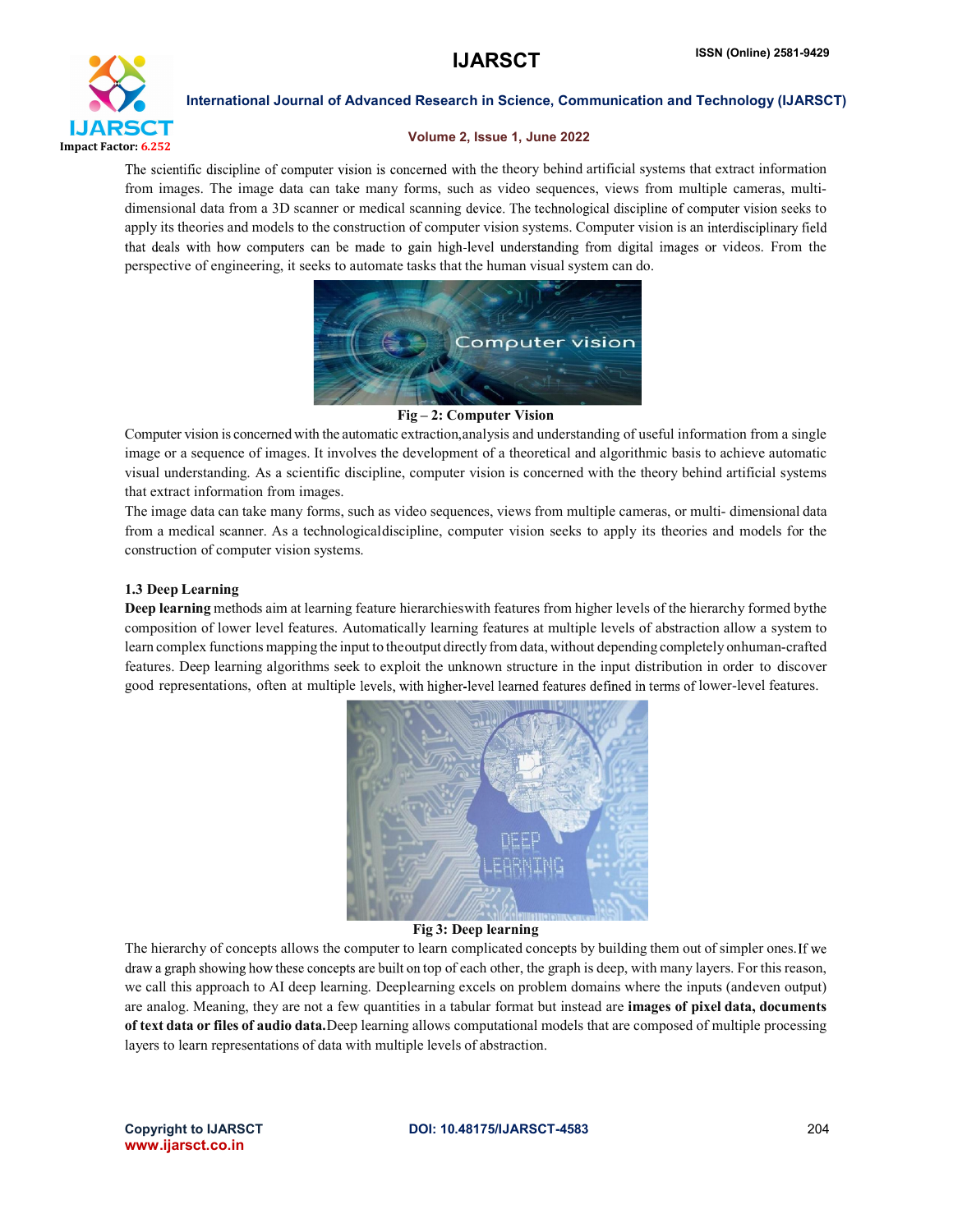The scientific discipline of computer vision is concerned with the theory behind artificial systems that extract information from images. The image data can take many forms, such as video sequences, views from multiple cameras, multi-dimensional data from a 3D scanner or medical scanning device. The technological discipline of computer vision seeks to apply its theories and models to the construction of computer vision systems. Computer vision is an interdisciplinary field that deals with how computers can be made to gain high-level understanding from digital images or videos. From the perspective of engineering, it seeks to automate tasks that the human visual system can do.

**Fig – 2: Computer Vision**

Computer vision is concerned with the automatic extraction,analysis and understanding of useful information from a single image or a sequence of images. It involves the development of a theoretical and algorithmic basis to achieve automatic visual understanding. As a scientific discipline, computer vision is concerned with the theory behind artificial systems that extract information from images.

The image data can take many forms, such as video sequences, views from multiple cameras, or multi- dimensional data from a medical scanner. As a technologicaldiscipline, computer vision seeks to apply its theories and models for the construction of computer vision systems.

### 1.3 Deep Learning

**Deep learning** methods aim at learning feature hierarchieswith features from higher levels of the hierarchy formed bythe composition of lower level features. Automatically learning features at multiple levels of abstraction allow a system to learn complex functions mapping the input to theoutput directly from data, without depending completely onhuman-crafted features. Deep learning algorithms seek to exploit the unknown structure in the input distribution in order to discover good representations, often at multiple levels, with higher-level learned features defined in terms of lower-level features.

**Fig 3: Deep learning**

The hierarchy of concepts allows the computer to learn complicated concepts by building them out of simpler ones.If we draw a graph showing how these concepts are built on top of each other, the graph is deep, with many layers. For this reason, we call this approach to AI deep learning. Deeplearning excels on problem domains where the inputs (andeven output) are analog. Meaning, they are not a few quantities in a tabular format but instead are **images of pixel data, documents of text data or files of audio data.**Deep learning allows computational models that are composed of multiple processing layers to learn representations of data with multiple levels of abstraction.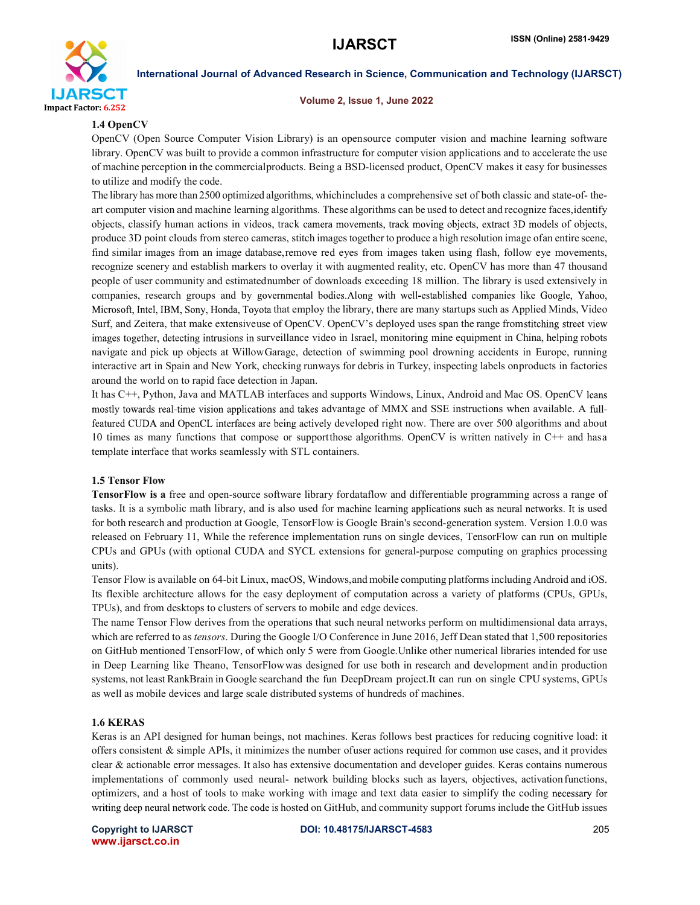### 1.4 OpenCV

OpenCV (Open Source Computer Vision Library) is an opensource computer vision and machine learning software library. OpenCV was built to provide a common infrastructure for computer vision applications and to accelerate the use of machine perception in the commercialproducts. Being a BSD-licensed product, OpenCV makes it easy for businesses to utilize and modify the code.

The library has more than 2500 optimized algorithms, whichincludes a comprehensive set of both classic and state-of- the-art computer vision and machine learning algorithms. These algorithms can be used to detect and recognize faces,identify objects, classify human actions in videos, track camera movements, track moving objects, extract 3D models of objects, produce 3D point clouds from stereo cameras, stitch images together to produce a high resolution image ofan entire scene, find similar images from an image database,remove red eyes from images taken using flash, follow eye movements, recognize scenery and establish markers to overlay it with augmented reality, etc. OpenCV has more than 47 thousand people of user community and estimatednumber of downloads exceeding 18 million. The library is used extensively in companies, research groups and by governmental bodies.Along with well-established companies like Google, Yahoo, Microsoft, Intel, IBM, Sony, Honda, Toyota that employ the library, there are many startups such as Applied Minds, Video Surf, and Zeitera, that make extensiveuse of OpenCV. OpenCV's deployed uses span the range fromstitching street view images together, detecting intrusions in surveillance video in Israel, monitoring mine equipment in China, helping robots navigate and pick up objects at WillowGarage, detection of swimming pool drowning accidents in Europe, running interactive art in Spain and New York, checking runways for debris in Turkey, inspecting labels onproducts in factories around the world on to rapid face detection in Japan.

It has C++, Python, Java and MATLAB interfaces and supports Windows, Linux, Android and Mac OS. OpenCV leans mostly towards real-time vision applications and takes advantage of MMX and SSE instructions when available. A full-featured CUDA and OpenCL interfaces are being actively developed right now. There are over 500 algorithms and about 10 times as many functions that compose or supportthose algorithms. OpenCV is written natively in C++ and hasa template interface that works seamlessly with STL containers.

### 1.5 Tensor Flow

**TensorFlow is a** free and open-source software library fordataflow and differentiable programming across a range of tasks. It is a symbolic math library, and is also used for machine learning applications such as neural networks. It is used for both research and production at Google, TensorFlow is Google Brain's second-generation system. Version 1.0.0 was released on February 11, While the reference implementation runs on single devices, TensorFlow can run on multiple CPUs and GPUs (with optional CUDA and SYCL extensions for general-purpose computing on graphics processing units).

Tensor Flow is available on 64-bit Linux, macOS, Windows,and mobile computing platforms including Android and iOS. Its flexible architecture allows for the easy deployment of computation across a variety of platforms (CPUs, GPUs, TPUs), and from desktops to clusters of servers to mobile and edge devices.

The name Tensor Flow derives from the operations that such neural networks perform on multidimensional data arrays, which are referred to as *tensors*. During the Google I/O Conference in June 2016, Jeff Dean stated that 1,500 repositories on GitHub mentioned TensorFlow, of which only 5 were from Google.Unlike other numerical libraries intended for use in Deep Learning like Theano, TensorFlowwas designed for use both in research and development andin production systems, not least RankBrain in Google searchand the fun DeepDream project.It can run on single CPU systems, GPUs as well as mobile devices and large scale distributed systems of hundreds of machines.

### 1.6 KERAS

Keras is an API designed for human beings, not machines. Keras follows best practices for reducing cognitive load: it offers consistent & simple APIs, it minimizes the number ofuser actions required for common use cases, and it provides clear & actionable error messages. It also has extensive documentation and developer guides. Keras contains numerous implementations of commonly used neural- network building blocks such as layers, objectives, activation functions, optimizers, and a host of tools to make working with image and text data easier to simplify the coding necessary for writing deep neural network code. The code is hosted on GitHub, and community support forums include the GitHub issues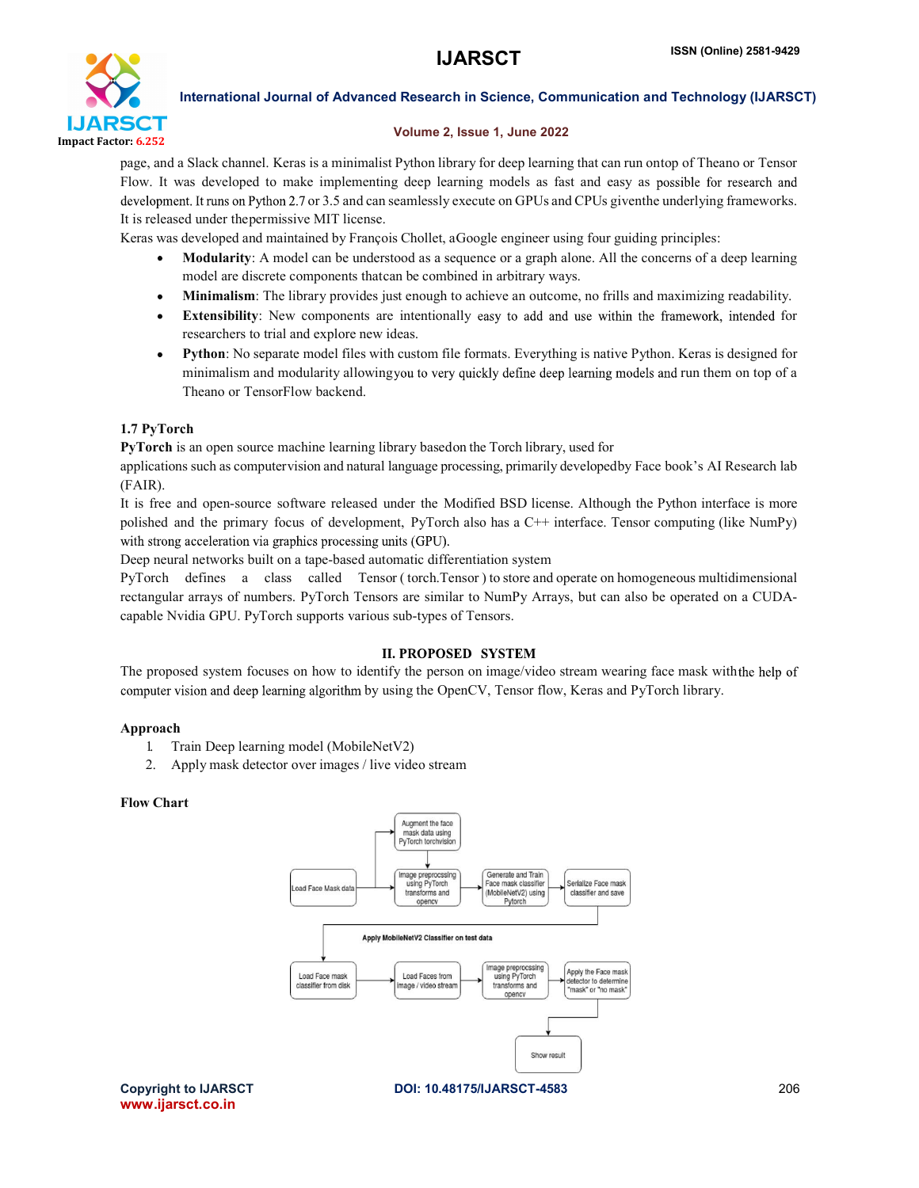page, and a Slack channel. Keras is a minimalist Python library for deep learning that can run ontop of Theano or Tensor Flow. It was developed to make implementing deep learning models as fast and easy as possible for research and development. It runs on Python 2.7 or 3.5 and can seamlessly execute on GPUs and CPUs giventhe underlying frameworks. It is released under thepermissive MIT license.

Keras was developed and maintained by François Chollet, aGoogle engineer using four guiding principles:

- **Modularity**: A model can be understood as a sequence or a graph alone. All the concerns of a deep learning model are discrete components thatcan be combined in arbitrary ways.
- **Minimalism**: The library provides just enough to achieve an outcome, no frills and maximizing readability.
- **Extensibility**: New components are intentionally easy to add and use within the framework, intended for researchers to trial and explore new ideas.
- **Python**: No separate model files with custom file formats. Everything is native Python. Keras is designed for minimalism and modularity allowingyou to very quickly define deep learning models and run them on top of a Theano or TensorFlow backend.

### 1.7 PyTorch

**PyTorch** is an open source machine learning library basedon the Torch library, used for applications such as computervision and natural language processing, primarily developedby Face book's AI Research lab (FAIR).

It is free and open-source software released under the Modified BSD license. Although the Python interface is more polished and the primary focus of development, PyTorch also has a C++ interface. Tensor computing (like NumPy) with strong acceleration via graphics processing units (GPU).

Deep neural networks built on a tape-based automatic differentiation system

PyTorch defines a class called Tensor ( torch.Tensor ) to store and operate on homogeneous multidimensional rectangular arrays of numbers. PyTorch Tensors are similar to NumPy Arrays, but can also be operated on a CUDA-capable Nvidia GPU. PyTorch supports various sub-types of Tensors.

## II. PROPOSED SYSTEM

The proposed system focuses on how to identify the person on image/video stream wearing face mask withthe help of computer vision and deep learning algorithm by using the OpenCV, Tensor flow, Keras and PyTorch library.

### Approach

1. Train Deep learning model (MobileNetV2)
2. Apply mask detector over images / live video stream

### Flow Chart

Load Face Mask data → Augment the face mask data using PyTorch torchvision → Image preprocssing using PyTorch transforms and opencv → Generate and Train Face mask classifier (MobileNetV2) using Pytorch → Serialize Face mask classifier and save

Apply MobileNetV2 Classifier on test data

Load Face mask classifier from disk → Load Faces from image / video stream → Image preprocssing using PyTorch transforms and opencv → Apply the Face mask detector to determine "mask" or "no mask" → Show result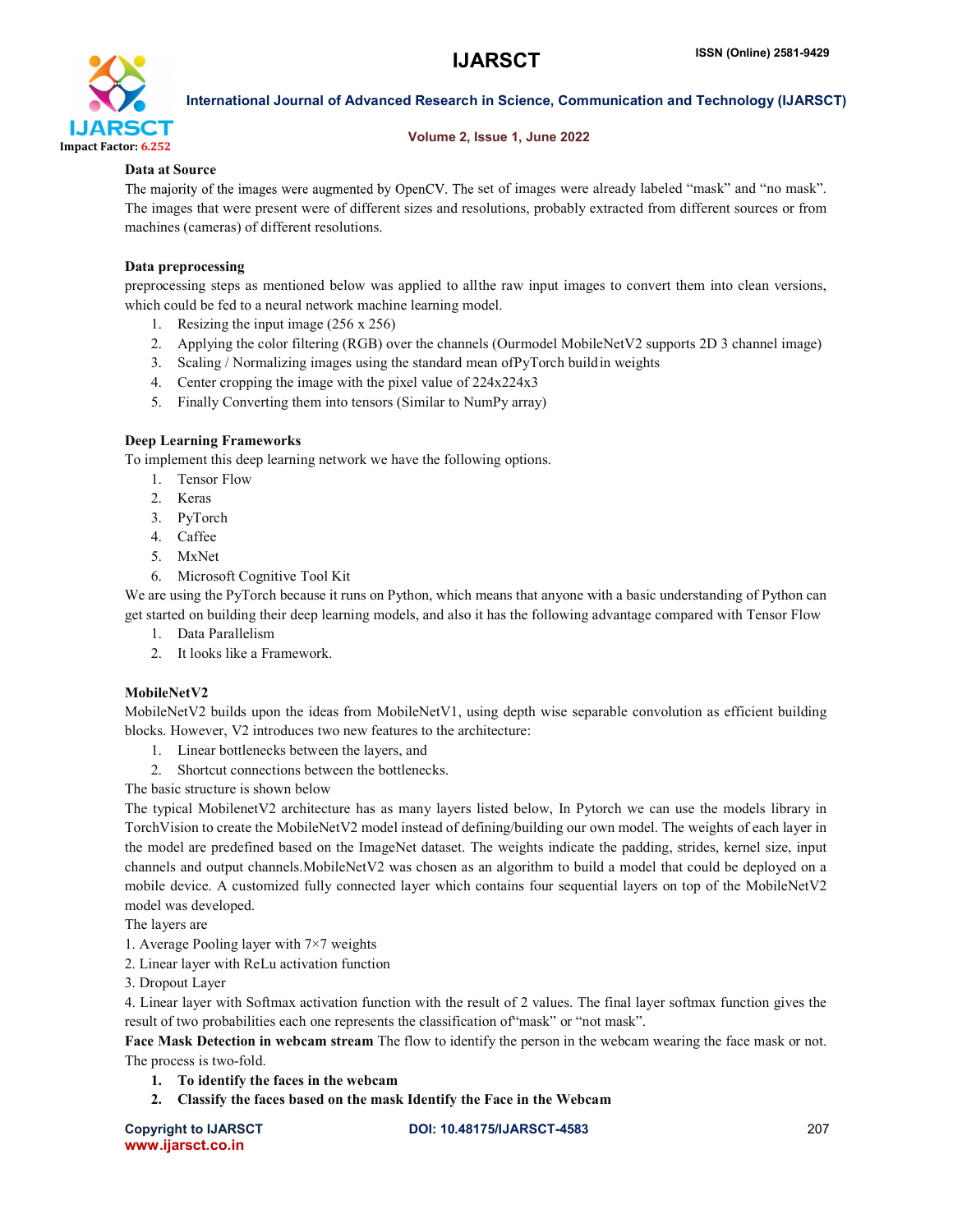**Data at Source**

The majority of the images were augmented by OpenCV. The set of images were already labeled "mask" and "no mask". The images that were present were of different sizes and resolutions, probably extracted from different sources or from machines (cameras) of different resolutions.

**Data preprocessing**

preprocessing steps as mentioned below was applied to allthe raw input images to convert them into clean versions, which could be fed to a neural network machine learning model.

1. Resizing the input image (256 x 256)
2. Applying the color filtering (RGB) over the channels (Ourmodel MobileNetV2 supports 2D 3 channel image)
3. Scaling / Normalizing images using the standard mean ofPyTorch buildin weights
4. Center cropping the image with the pixel value of 224x224x3
5. Finally Converting them into tensors (Similar to NumPy array)

**Deep Learning Frameworks**

To implement this deep learning network we have the following options.

1. Tensor Flow
2. Keras
3. PyTorch
4. Caffee
5. MxNet
6. Microsoft Cognitive Tool Kit

We are using the PyTorch because it runs on Python, which means that anyone with a basic understanding of Python can get started on building their deep learning models, and also it has the following advantage compared with Tensor Flow

1. Data Parallelism
2. It looks like a Framework.

**MobileNetV2**

MobileNetV2 builds upon the ideas from MobileNetV1, using depth wise separable convolution as efficient building blocks. However, V2 introduces two new features to the architecture:

1. Linear bottlenecks between the layers, and
2. Shortcut connections between the bottlenecks.

The basic structure is shown below

The typical MobilenetV2 architecture has as many layers listed below, In Pytorch we can use the models library in TorchVision to create the MobileNetV2 model instead of defining/building our own model. The weights of each layer in the model are predefined based on the ImageNet dataset. The weights indicate the padding, strides, kernel size, input channels and output channels.MobileNetV2 was chosen as an algorithm to build a model that could be deployed on a mobile device. A customized fully connected layer which contains four sequential layers on top of the MobileNetV2 model was developed.

The layers are

1. Average Pooling layer with 7×7 weights
2. Linear layer with ReLu activation function
3. Dropout Layer
4. Linear layer with Softmax activation function with the result of 2 values. The final layer softmax function gives the result of two probabilities each one represents the classification of"mask" or "not mask".

**Face Mask Detection in webcam stream** The flow to identify the person in the webcam wearing the face mask or not. The process is two-fold.

1. **To identify the faces in the webcam**
2. **Classify the faces based on the mask Identify the Face in the Webcam**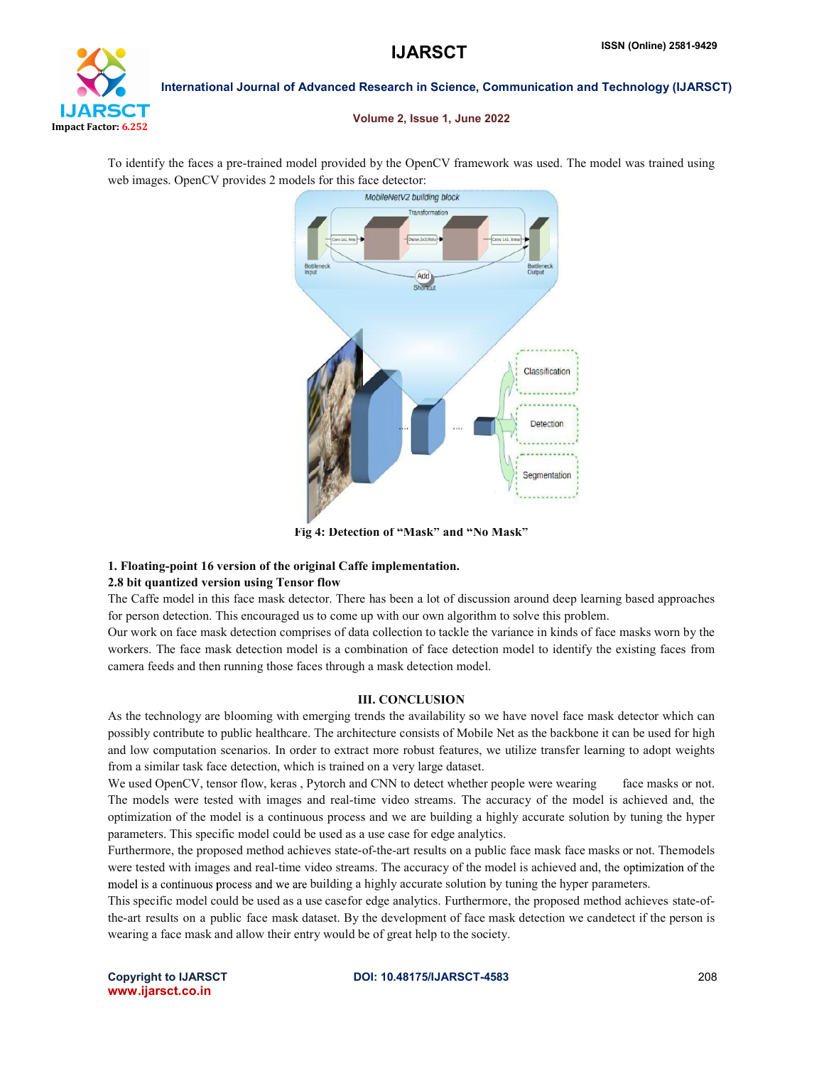To identify the faces a pre-trained model provided by the OpenCV framework was used. The model was trained using web images. OpenCV provides 2 models for this face detector:

**Fig 4: Detection of "Mask" and "No Mask"**

**1. Floating-point 16 version of the original Caffe implementation.**

**2.8 bit quantized version using Tensor flow**

The Caffe model in this face mask detector. There has been a lot of discussion around deep learning based approaches for person detection. This encouraged us to come up with our own algorithm to solve this problem.

Our work on face mask detection comprises of data collection to tackle the variance in kinds of face masks worn by the workers. The face mask detection model is a combination of face detection model to identify the existing faces from camera feeds and then running those faces through a mask detection model.

## III. CONCLUSION

As the technology are blooming with emerging trends the availability so we have novel face mask detector which can possibly contribute to public healthcare. The architecture consists of Mobile Net as the backbone it can be used for high and low computation scenarios. In order to extract more robust features, we utilize transfer learning to adopt weights from a similar task face detection, which is trained on a very large dataset.

We used OpenCV, tensor flow, keras , Pytorch and CNN to detect whether people were wearing face masks or not. The models were tested with images and real-time video streams. The accuracy of the model is achieved and, the optimization of the model is a continuous process and we are building a highly accurate solution by tuning the hyper parameters. This specific model could be used as a use case for edge analytics.

Furthermore, the proposed method achieves state-of-the-art results on a public face mask face masks or not. Themodels were tested with images and real-time video streams. The accuracy of the model is achieved and, the optimization of the model is a continuous process and we are building a highly accurate solution by tuning the hyper parameters.

This specific model could be used as a use casefor edge analytics. Furthermore, the proposed method achieves state-of-the-art results on a public face mask dataset. By the development of face mask detection we candetect if the person is wearing a face mask and allow their entry would be of great help to the society.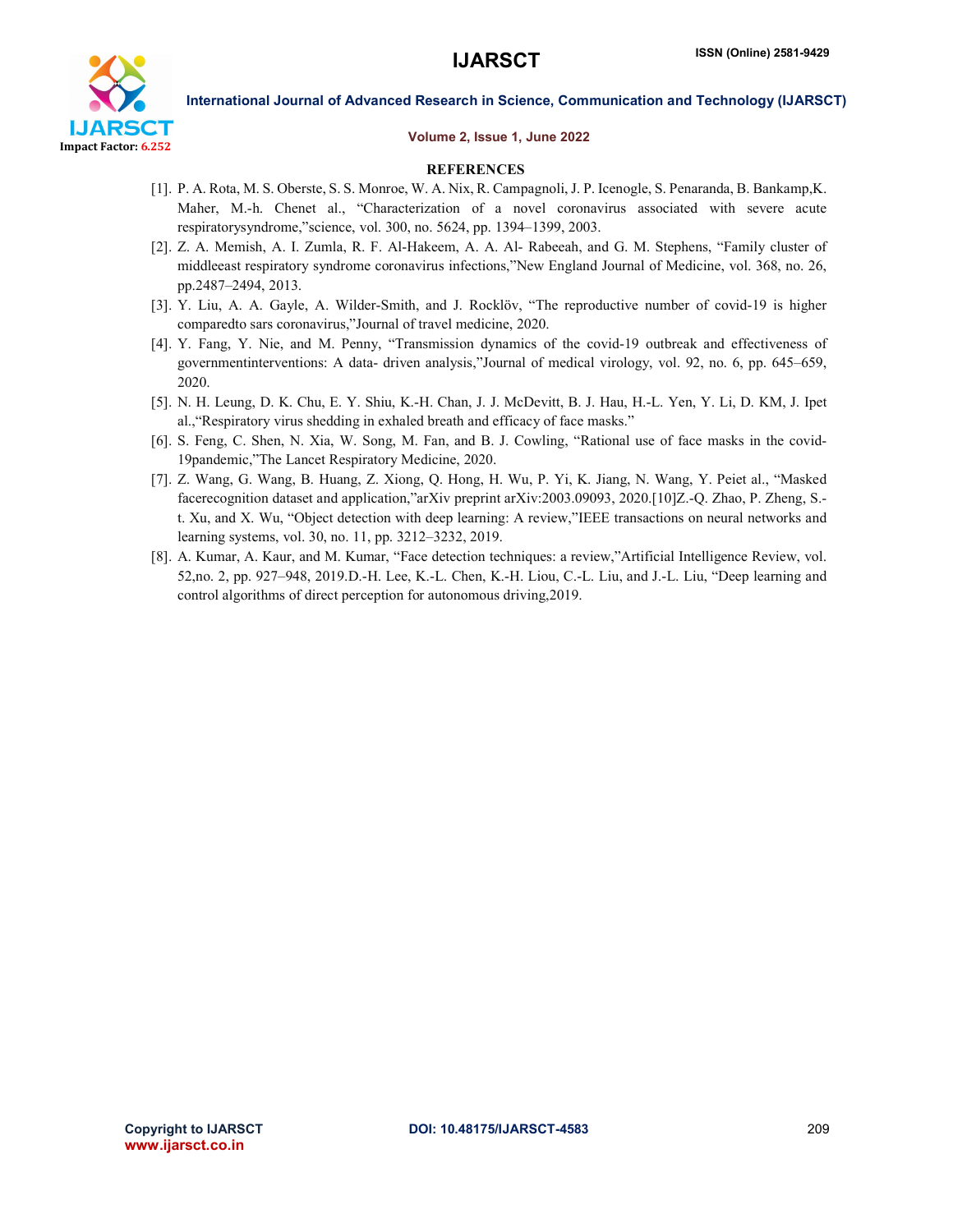## REFERENCES

[1]. P. A. Rota, M. S. Oberste, S. S. Monroe, W. A. Nix, R. Campagnoli, J. P. Icenogle, S. Penaranda, B. Bankamp,K. Maher, M.-h. Chenet al., "Characterization of a novel coronavirus associated with severe acute respiratorysyndrome,"science, vol. 300, no. 5624, pp. 1394–1399, 2003.

[2]. Z. A. Memish, A. I. Zumla, R. F. Al-Hakeem, A. A. Al- Rabeeah, and G. M. Stephens, "Family cluster of middleeast respiratory syndrome coronavirus infections,"New England Journal of Medicine, vol. 368, no. 26, pp.2487–2494, 2013.

[3]. Y. Liu, A. A. Gayle, A. Wilder-Smith, and J. Rocklöv, "The reproductive number of covid-19 is higher comparedto sars coronavirus,"Journal of travel medicine, 2020.

[4]. Y. Fang, Y. Nie, and M. Penny, "Transmission dynamics of the covid-19 outbreak and effectiveness of governmentinterventions: A data- driven analysis,"Journal of medical virology, vol. 92, no. 6, pp. 645–659, 2020.

[5]. N. H. Leung, D. K. Chu, E. Y. Shiu, K.-H. Chan, J. J. McDevitt, B. J. Hau, H.-L. Yen, Y. Li, D. KM, J. Ipet al.,"Respiratory virus shedding in exhaled breath and efficacy of face masks."

[6]. S. Feng, C. Shen, N. Xia, W. Song, M. Fan, and B. J. Cowling, "Rational use of face masks in the covid-19pandemic,"The Lancet Respiratory Medicine, 2020.

[7]. Z. Wang, G. Wang, B. Huang, Z. Xiong, Q. Hong, H. Wu, P. Yi, K. Jiang, N. Wang, Y. Peiet al., "Masked facerecognition dataset and application,"arXiv preprint arXiv:2003.09093, 2020.[10]Z.-Q. Zhao, P. Zheng, S.-t. Xu, and X. Wu, "Object detection with deep learning: A review,"IEEE transactions on neural networks and learning systems, vol. 30, no. 11, pp. 3212–3232, 2019.

[8]. A. Kumar, A. Kaur, and M. Kumar, "Face detection techniques: a review,"Artificial Intelligence Review, vol. 52,no. 2, pp. 927–948, 2019.D.-H. Lee, K.-L. Chen, K.-H. Liou, C.-L. Liu, and J.-L. Liu, "Deep learning and control algorithms of direct perception for autonomous driving,2019.